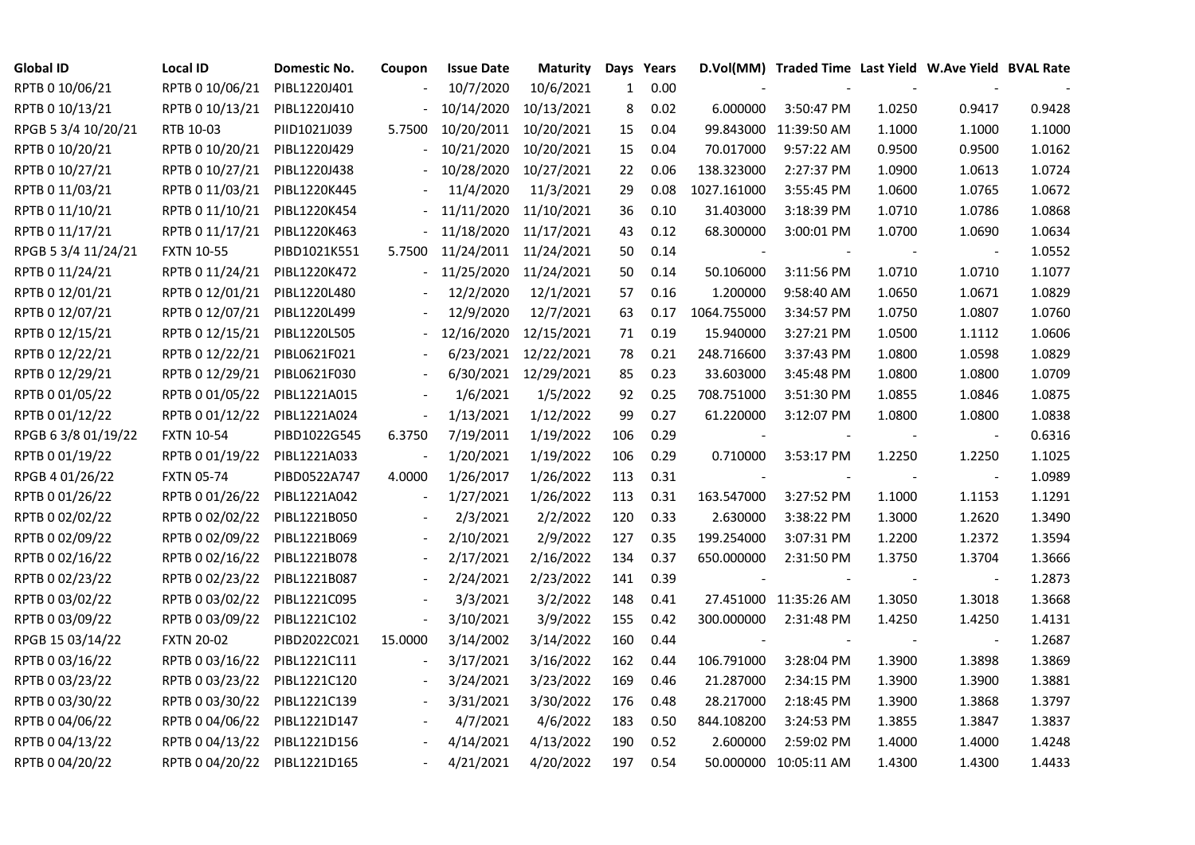| Global ID | Local ID | Domestic No. | Coupon | Issue Date | Maturity | Days | Years | D.Vol(MM) | Traded Time | Last Yield | W.Ave Yield | BVAL Rate |
|---|---|---|---|---|---|---|---|---|---|---|---|---|
| RPTB 0 10/06/21 | RPTB 0 10/06/21 | PIBL1220J401 | - | 10/7/2020 | 10/6/2021 | 1 | 0.00 | - | - | - | - | - |
| RPTB 0 10/13/21 | RPTB 0 10/13/21 | PIBL1220J410 | - | 10/14/2020 | 10/13/2021 | 8 | 0.02 | 6.000000 | 3:50:47 PM | 1.0250 | 0.9417 | 0.9428 |
| RPGB 5 3/4 10/20/21 | RTB 10-03 | PIID1021J039 | 5.7500 | 10/20/2011 | 10/20/2021 | 15 | 0.04 | 99.843000 | 11:39:50 AM | 1.1000 | 1.1000 | 1.1000 |
| RPTB 0 10/20/21 | RPTB 0 10/20/21 | PIBL1220J429 | - | 10/21/2020 | 10/20/2021 | 15 | 0.04 | 70.017000 | 9:57:22 AM | 0.9500 | 0.9500 | 1.0162 |
| RPTB 0 10/27/21 | RPTB 0 10/27/21 | PIBL1220J438 | - | 10/28/2020 | 10/27/2021 | 22 | 0.06 | 138.323000 | 2:27:37 PM | 1.0900 | 1.0613 | 1.0724 |
| RPTB 0 11/03/21 | RPTB 0 11/03/21 | PIBL1220K445 | - | 11/4/2020 | 11/3/2021 | 29 | 0.08 | 1027.161000 | 3:55:45 PM | 1.0600 | 1.0765 | 1.0672 |
| RPTB 0 11/10/21 | RPTB 0 11/10/21 | PIBL1220K454 | - | 11/11/2020 | 11/10/2021 | 36 | 0.10 | 31.403000 | 3:18:39 PM | 1.0710 | 1.0786 | 1.0868 |
| RPTB 0 11/17/21 | RPTB 0 11/17/21 | PIBL1220K463 | - | 11/18/2020 | 11/17/2021 | 43 | 0.12 | 68.300000 | 3:00:01 PM | 1.0700 | 1.0690 | 1.0634 |
| RPGB 5 3/4 11/24/21 | FXTN 10-55 | PIBD1021K551 | 5.7500 | 11/24/2011 | 11/24/2021 | 50 | 0.14 | - | - | - | - | 1.0552 |
| RPTB 0 11/24/21 | RPTB 0 11/24/21 | PIBL1220K472 | - | 11/25/2020 | 11/24/2021 | 50 | 0.14 | 50.106000 | 3:11:56 PM | 1.0710 | 1.0710 | 1.1077 |
| RPTB 0 12/01/21 | RPTB 0 12/01/21 | PIBL1220L480 | - | 12/2/2020 | 12/1/2021 | 57 | 0.16 | 1.200000 | 9:58:40 AM | 1.0650 | 1.0671 | 1.0829 |
| RPTB 0 12/07/21 | RPTB 0 12/07/21 | PIBL1220L499 | - | 12/9/2020 | 12/7/2021 | 63 | 0.17 | 1064.755000 | 3:34:57 PM | 1.0750 | 1.0807 | 1.0760 |
| RPTB 0 12/15/21 | RPTB 0 12/15/21 | PIBL1220L505 | - | 12/16/2020 | 12/15/2021 | 71 | 0.19 | 15.940000 | 3:27:21 PM | 1.0500 | 1.1112 | 1.0606 |
| RPTB 0 12/22/21 | RPTB 0 12/22/21 | PIBL0621F021 | - | 6/23/2021 | 12/22/2021 | 78 | 0.21 | 248.716600 | 3:37:43 PM | 1.0800 | 1.0598 | 1.0829 |
| RPTB 0 12/29/21 | RPTB 0 12/29/21 | PIBL0621F030 | - | 6/30/2021 | 12/29/2021 | 85 | 0.23 | 33.603000 | 3:45:48 PM | 1.0800 | 1.0800 | 1.0709 |
| RPTB 0 01/05/22 | RPTB 0 01/05/22 | PIBL1221A015 | - | 1/6/2021 | 1/5/2022 | 92 | 0.25 | 708.751000 | 3:51:30 PM | 1.0855 | 1.0846 | 1.0875 |
| RPTB 0 01/12/22 | RPTB 0 01/12/22 | PIBL1221A024 | - | 1/13/2021 | 1/12/2022 | 99 | 0.27 | 61.220000 | 3:12:07 PM | 1.0800 | 1.0800 | 1.0838 |
| RPGB 6 3/8 01/19/22 | FXTN 10-54 | PIBD1022G545 | 6.3750 | 7/19/2011 | 1/19/2022 | 106 | 0.29 | - | - | - | - | 0.6316 |
| RPTB 0 01/19/22 | RPTB 0 01/19/22 | PIBL1221A033 | - | 1/20/2021 | 1/19/2022 | 106 | 0.29 | 0.710000 | 3:53:17 PM | 1.2250 | 1.2250 | 1.1025 |
| RPGB 4 01/26/22 | FXTN 05-74 | PIBD0522A747 | 4.0000 | 1/26/2017 | 1/26/2022 | 113 | 0.31 | - | - | - | - | 1.0989 |
| RPTB 0 01/26/22 | RPTB 0 01/26/22 | PIBL1221A042 | - | 1/27/2021 | 1/26/2022 | 113 | 0.31 | 163.547000 | 3:27:52 PM | 1.1000 | 1.1153 | 1.1291 |
| RPTB 0 02/02/22 | RPTB 0 02/02/22 | PIBL1221B050 | - | 2/3/2021 | 2/2/2022 | 120 | 0.33 | 2.630000 | 3:38:22 PM | 1.3000 | 1.2620 | 1.3490 |
| RPTB 0 02/09/22 | RPTB 0 02/09/22 | PIBL1221B069 | - | 2/10/2021 | 2/9/2022 | 127 | 0.35 | 199.254000 | 3:07:31 PM | 1.2200 | 1.2372 | 1.3594 |
| RPTB 0 02/16/22 | RPTB 0 02/16/22 | PIBL1221B078 | - | 2/17/2021 | 2/16/2022 | 134 | 0.37 | 650.000000 | 2:31:50 PM | 1.3750 | 1.3704 | 1.3666 |
| RPTB 0 02/23/22 | RPTB 0 02/23/22 | PIBL1221B087 | - | 2/24/2021 | 2/23/2022 | 141 | 0.39 | - | - | - | - | 1.2873 |
| RPTB 0 03/02/22 | RPTB 0 03/02/22 | PIBL1221C095 | - | 3/3/2021 | 3/2/2022 | 148 | 0.41 | 27.451000 | 11:35:26 AM | 1.3050 | 1.3018 | 1.3668 |
| RPTB 0 03/09/22 | RPTB 0 03/09/22 | PIBL1221C102 | - | 3/10/2021 | 3/9/2022 | 155 | 0.42 | 300.000000 | 2:31:48 PM | 1.4250 | 1.4250 | 1.4131 |
| RPGB 15 03/14/22 | FXTN 20-02 | PIBD2022C021 | 15.0000 | 3/14/2002 | 3/14/2022 | 160 | 0.44 | - | - | - | - | 1.2687 |
| RPTB 0 03/16/22 | RPTB 0 03/16/22 | PIBL1221C111 | - | 3/17/2021 | 3/16/2022 | 162 | 0.44 | 106.791000 | 3:28:04 PM | 1.3900 | 1.3898 | 1.3869 |
| RPTB 0 03/23/22 | RPTB 0 03/23/22 | PIBL1221C120 | - | 3/24/2021 | 3/23/2022 | 169 | 0.46 | 21.287000 | 2:34:15 PM | 1.3900 | 1.3900 | 1.3881 |
| RPTB 0 03/30/22 | RPTB 0 03/30/22 | PIBL1221C139 | - | 3/31/2021 | 3/30/2022 | 176 | 0.48 | 28.217000 | 2:18:45 PM | 1.3900 | 1.3868 | 1.3797 |
| RPTB 0 04/06/22 | RPTB 0 04/06/22 | PIBL1221D147 | - | 4/7/2021 | 4/6/2022 | 183 | 0.50 | 844.108200 | 3:24:53 PM | 1.3855 | 1.3847 | 1.3837 |
| RPTB 0 04/13/22 | RPTB 0 04/13/22 | PIBL1221D156 | - | 4/14/2021 | 4/13/2022 | 190 | 0.52 | 2.600000 | 2:59:02 PM | 1.4000 | 1.4000 | 1.4248 |
| RPTB 0 04/20/22 | RPTB 0 04/20/22 | PIBL1221D165 | - | 4/21/2021 | 4/20/2022 | 197 | 0.54 | 50.000000 | 10:05:11 AM | 1.4300 | 1.4300 | 1.4433 |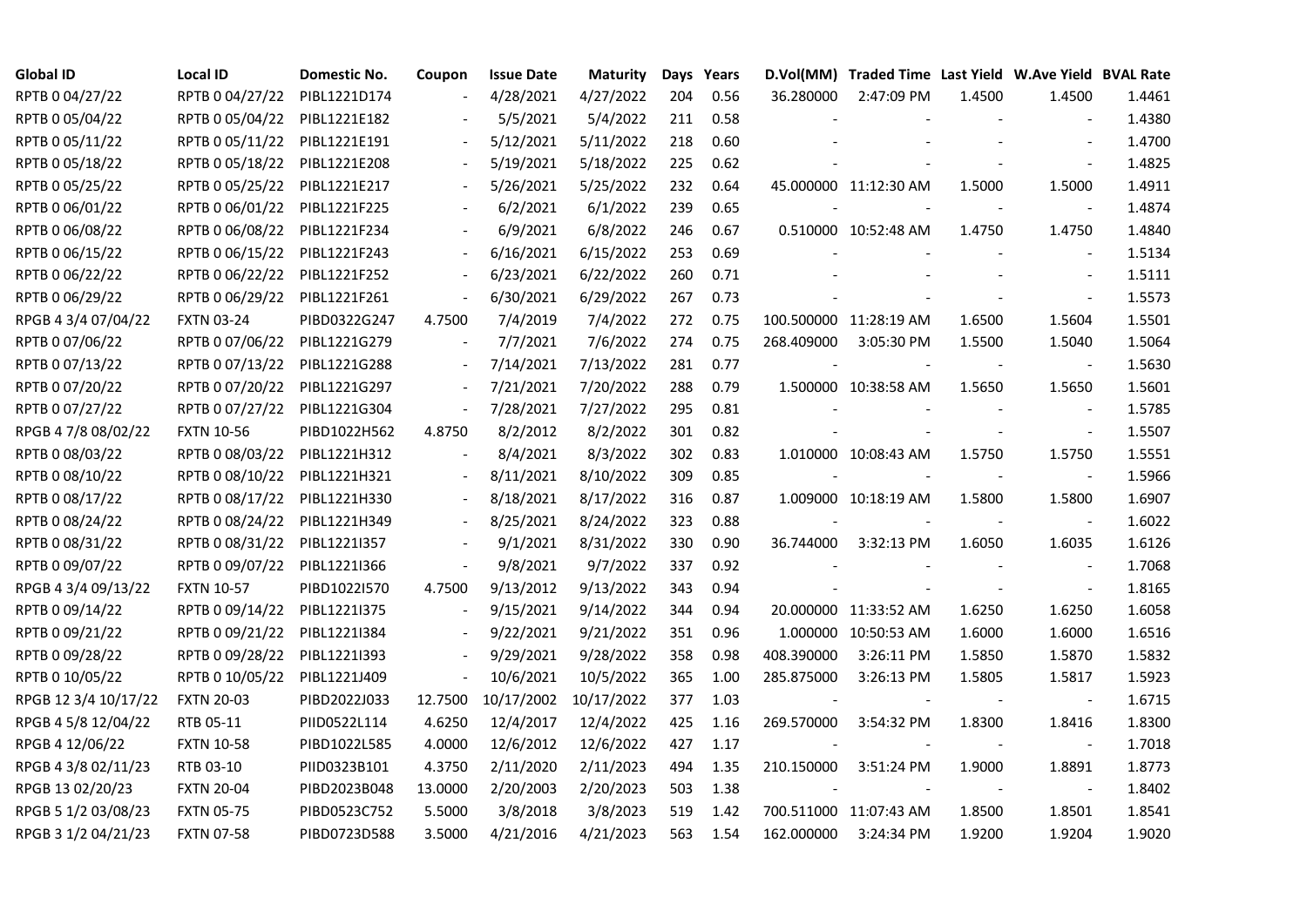| Global ID | Local ID | Domestic No. | Coupon | Issue Date | Maturity | Days | Years | D.Vol(MM) | Traded Time | Last Yield | W.Ave Yield | BVAL Rate |
|---|---|---|---|---|---|---|---|---|---|---|---|---|
| RPTB 0 04/27/22 | RPTB 0 04/27/22 | PIBL1221D174 | - | 4/28/2021 | 4/27/2022 | 204 | 0.56 | 36.280000 | 2:47:09 PM | 1.4500 | 1.4500 | 1.4461 |
| RPTB 0 05/04/22 | RPTB 0 05/04/22 | PIBL1221E182 | - | 5/5/2021 | 5/4/2022 | 211 | 0.58 | - | - | - | - | 1.4380 |
| RPTB 0 05/11/22 | RPTB 0 05/11/22 | PIBL1221E191 | - | 5/12/2021 | 5/11/2022 | 218 | 0.60 | - | - | - | - | 1.4700 |
| RPTB 0 05/18/22 | RPTB 0 05/18/22 | PIBL1221E208 | - | 5/19/2021 | 5/18/2022 | 225 | 0.62 | - | - | - | - | 1.4825 |
| RPTB 0 05/25/22 | RPTB 0 05/25/22 | PIBL1221E217 | - | 5/26/2021 | 5/25/2022 | 232 | 0.64 | 45.000000 | 11:12:30 AM | 1.5000 | 1.5000 | 1.4911 |
| RPTB 0 06/01/22 | RPTB 0 06/01/22 | PIBL1221F225 | - | 6/2/2021 | 6/1/2022 | 239 | 0.65 | - | - | - | - | 1.4874 |
| RPTB 0 06/08/22 | RPTB 0 06/08/22 | PIBL1221F234 | - | 6/9/2021 | 6/8/2022 | 246 | 0.67 | 0.510000 | 10:52:48 AM | 1.4750 | 1.4750 | 1.4840 |
| RPTB 0 06/15/22 | RPTB 0 06/15/22 | PIBL1221F243 | - | 6/16/2021 | 6/15/2022 | 253 | 0.69 | - | - | - | - | 1.5134 |
| RPTB 0 06/22/22 | RPTB 0 06/22/22 | PIBL1221F252 | - | 6/23/2021 | 6/22/2022 | 260 | 0.71 | - | - | - | - | 1.5111 |
| RPTB 0 06/29/22 | RPTB 0 06/29/22 | PIBL1221F261 | - | 6/30/2021 | 6/29/2022 | 267 | 0.73 | - | - | - | - | 1.5573 |
| RPGB 4 3/4 07/04/22 | FXTN 03-24 | PIBD0322G247 | 4.7500 | 7/4/2019 | 7/4/2022 | 272 | 0.75 | 100.500000 | 11:28:19 AM | 1.6500 | 1.5604 | 1.5501 |
| RPTB 0 07/06/22 | RPTB 0 07/06/22 | PIBL1221G279 | - | 7/7/2021 | 7/6/2022 | 274 | 0.75 | 268.409000 | 3:05:30 PM | 1.5500 | 1.5040 | 1.5064 |
| RPTB 0 07/13/22 | RPTB 0 07/13/22 | PIBL1221G288 | - | 7/14/2021 | 7/13/2022 | 281 | 0.77 | - | - | - | - | 1.5630 |
| RPTB 0 07/20/22 | RPTB 0 07/20/22 | PIBL1221G297 | - | 7/21/2021 | 7/20/2022 | 288 | 0.79 | 1.500000 | 10:38:58 AM | 1.5650 | 1.5650 | 1.5601 |
| RPTB 0 07/27/22 | RPTB 0 07/27/22 | PIBL1221G304 | - | 7/28/2021 | 7/27/2022 | 295 | 0.81 | - | - | - | - | 1.5785 |
| RPGB 4 7/8 08/02/22 | FXTN 10-56 | PIBD1022H562 | 4.8750 | 8/2/2012 | 8/2/2022 | 301 | 0.82 | - | - | - | - | 1.5507 |
| RPTB 0 08/03/22 | RPTB 0 08/03/22 | PIBL1221H312 | - | 8/4/2021 | 8/3/2022 | 302 | 0.83 | 1.010000 | 10:08:43 AM | 1.5750 | 1.5750 | 1.5551 |
| RPTB 0 08/10/22 | RPTB 0 08/10/22 | PIBL1221H321 | - | 8/11/2021 | 8/10/2022 | 309 | 0.85 | - | - | - | - | 1.5966 |
| RPTB 0 08/17/22 | RPTB 0 08/17/22 | PIBL1221H330 | - | 8/18/2021 | 8/17/2022 | 316 | 0.87 | 1.009000 | 10:18:19 AM | 1.5800 | 1.5800 | 1.6907 |
| RPTB 0 08/24/22 | RPTB 0 08/24/22 | PIBL1221H349 | - | 8/25/2021 | 8/24/2022 | 323 | 0.88 | - | - | - | - | 1.6022 |
| RPTB 0 08/31/22 | RPTB 0 08/31/22 | PIBL1221I357 | - | 9/1/2021 | 8/31/2022 | 330 | 0.90 | 36.744000 | 3:32:13 PM | 1.6050 | 1.6035 | 1.6126 |
| RPTB 0 09/07/22 | RPTB 0 09/07/22 | PIBL1221I366 | - | 9/8/2021 | 9/7/2022 | 337 | 0.92 | - | - | - | - | 1.7068 |
| RPGB 4 3/4 09/13/22 | FXTN 10-57 | PIBD1022I570 | 4.7500 | 9/13/2012 | 9/13/2022 | 343 | 0.94 | - | - | - | - | 1.8165 |
| RPTB 0 09/14/22 | RPTB 0 09/14/22 | PIBL1221I375 | - | 9/15/2021 | 9/14/2022 | 344 | 0.94 | 20.000000 | 11:33:52 AM | 1.6250 | 1.6250 | 1.6058 |
| RPTB 0 09/21/22 | RPTB 0 09/21/22 | PIBL1221I384 | - | 9/22/2021 | 9/21/2022 | 351 | 0.96 | 1.000000 | 10:50:53 AM | 1.6000 | 1.6000 | 1.6516 |
| RPTB 0 09/28/22 | RPTB 0 09/28/22 | PIBL1221I393 | - | 9/29/2021 | 9/28/2022 | 358 | 0.98 | 408.390000 | 3:26:11 PM | 1.5850 | 1.5870 | 1.5832 |
| RPTB 0 10/05/22 | RPTB 0 10/05/22 | PIBL1221J409 | - | 10/6/2021 | 10/5/2022 | 365 | 1.00 | 285.875000 | 3:26:13 PM | 1.5805 | 1.5817 | 1.5923 |
| RPGB 12 3/4 10/17/22 | FXTN 20-03 | PIBD2022J033 | 12.7500 | 10/17/2002 | 10/17/2022 | 377 | 1.03 | - | - | - | - | 1.6715 |
| RPGB 4 5/8 12/04/22 | RTB 05-11 | PIID0522L114 | 4.6250 | 12/4/2017 | 12/4/2022 | 425 | 1.16 | 269.570000 | 3:54:32 PM | 1.8300 | 1.8416 | 1.8300 |
| RPGB 4 12/06/22 | FXTN 10-58 | PIBD1022L585 | 4.0000 | 12/6/2012 | 12/6/2022 | 427 | 1.17 | - | - | - | - | 1.7018 |
| RPGB 4 3/8 02/11/23 | RTB 03-10 | PIID0323B101 | 4.3750 | 2/11/2020 | 2/11/2023 | 494 | 1.35 | 210.150000 | 3:51:24 PM | 1.9000 | 1.8891 | 1.8773 |
| RPGB 13 02/20/23 | FXTN 20-04 | PIBD2023B048 | 13.0000 | 2/20/2003 | 2/20/2023 | 503 | 1.38 | - | - | - | - | 1.8402 |
| RPGB 5 1/2 03/08/23 | FXTN 05-75 | PIBD0523C752 | 5.5000 | 3/8/2018 | 3/8/2023 | 519 | 1.42 | 700.511000 | 11:07:43 AM | 1.8500 | 1.8501 | 1.8541 |
| RPGB 3 1/2 04/21/23 | FXTN 07-58 | PIBD0723D588 | 3.5000 | 4/21/2016 | 4/21/2023 | 563 | 1.54 | 162.000000 | 3:24:34 PM | 1.9200 | 1.9204 | 1.9020 |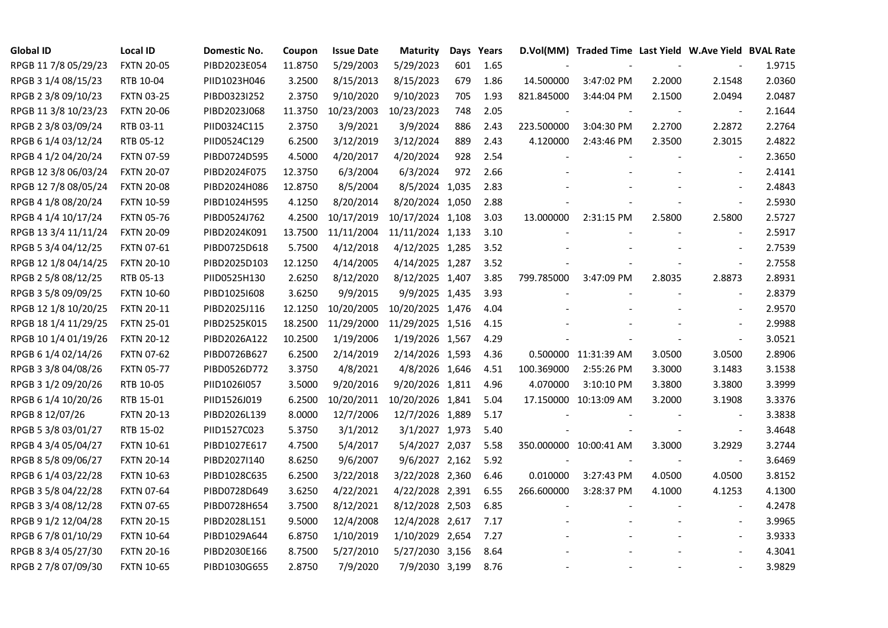| Global ID | Local ID | Domestic No. | Coupon | Issue Date | Maturity | Days | Years | D.Vol(MM) | Traded Time | Last Yield | W.Ave Yield | BVAL Rate |
|---|---|---|---|---|---|---|---|---|---|---|---|---|
| RPGB 11 7/8 05/29/23 | FXTN 20-05 | PIBD2023E054 | 11.8750 | 5/29/2003 | 5/29/2023 | 601 | 1.65 | - | - | - | - | 1.9715 |
| RPGB 3 1/4 08/15/23 | RTB 10-04 | PIID1023H046 | 3.2500 | 8/15/2013 | 8/15/2023 | 679 | 1.86 | 14.500000 | 3:47:02 PM | 2.2000 | 2.1548 | 2.0360 |
| RPGB 2 3/8 09/10/23 | FXTN 03-25 | PIBD0323I252 | 2.3750 | 9/10/2020 | 9/10/2023 | 705 | 1.93 | 821.845000 | 3:44:04 PM | 2.1500 | 2.0494 | 2.0487 |
| RPGB 11 3/8 10/23/23 | FXTN 20-06 | PIBD2023J068 | 11.3750 | 10/23/2003 | 10/23/2023 | 748 | 2.05 | - | - | - | - | 2.1644 |
| RPGB 2 3/8 03/09/24 | RTB 03-11 | PIID0324C115 | 2.3750 | 3/9/2021 | 3/9/2024 | 886 | 2.43 | 223.500000 | 3:04:30 PM | 2.2700 | 2.2872 | 2.2764 |
| RPGB 6 1/4 03/12/24 | RTB 05-12 | PIID0524C129 | 6.2500 | 3/12/2019 | 3/12/2024 | 889 | 2.43 | 4.120000 | 2:43:46 PM | 2.3500 | 2.3015 | 2.4822 |
| RPGB 4 1/2 04/20/24 | FXTN 07-59 | PIBD0724D595 | 4.5000 | 4/20/2017 | 4/20/2024 | 928 | 2.54 | - | - | - | - | 2.3650 |
| RPGB 12 3/8 06/03/24 | FXTN 20-07 | PIBD2024F075 | 12.3750 | 6/3/2004 | 6/3/2024 | 972 | 2.66 | - | - | - | - | 2.4141 |
| RPGB 12 7/8 08/05/24 | FXTN 20-08 | PIBD2024H086 | 12.8750 | 8/5/2004 | 8/5/2024 | 1,035 | 2.83 | - | - | - | - | 2.4843 |
| RPGB 4 1/8 08/20/24 | FXTN 10-59 | PIBD1024H595 | 4.1250 | 8/20/2014 | 8/20/2024 | 1,050 | 2.88 | - | - | - | - | 2.5930 |
| RPGB 4 1/4 10/17/24 | FXTN 05-76 | PIBD0524J762 | 4.2500 | 10/17/2019 | 10/17/2024 | 1,108 | 3.03 | 13.000000 | 2:31:15 PM | 2.5800 | 2.5800 | 2.5727 |
| RPGB 13 3/4 11/11/24 | FXTN 20-09 | PIBD2024K091 | 13.7500 | 11/11/2004 | 11/11/2024 | 1,133 | 3.10 | - | - | - | - | 2.5917 |
| RPGB 5 3/4 04/12/25 | FXTN 07-61 | PIBD0725D618 | 5.7500 | 4/12/2018 | 4/12/2025 | 1,285 | 3.52 | - | - | - | - | 2.7539 |
| RPGB 12 1/8 04/14/25 | FXTN 20-10 | PIBD2025D103 | 12.1250 | 4/14/2005 | 4/14/2025 | 1,287 | 3.52 | - | - | - | - | 2.7558 |
| RPGB 2 5/8 08/12/25 | RTB 05-13 | PIID0525H130 | 2.6250 | 8/12/2020 | 8/12/2025 | 1,407 | 3.85 | 799.785000 | 3:47:09 PM | 2.8035 | 2.8873 | 2.8931 |
| RPGB 3 5/8 09/09/25 | FXTN 10-60 | PIBD1025I608 | 3.6250 | 9/9/2015 | 9/9/2025 | 1,435 | 3.93 | - | - | - | - | 2.8379 |
| RPGB 12 1/8 10/20/25 | FXTN 20-11 | PIBD2025J116 | 12.1250 | 10/20/2005 | 10/20/2025 | 1,476 | 4.04 | - | - | - | - | 2.9570 |
| RPGB 18 1/4 11/29/25 | FXTN 25-01 | PIBD2525K015 | 18.2500 | 11/29/2000 | 11/29/2025 | 1,516 | 4.15 | - | - | - | - | 2.9988 |
| RPGB 10 1/4 01/19/26 | FXTN 20-12 | PIBD2026A122 | 10.2500 | 1/19/2006 | 1/19/2026 | 1,567 | 4.29 | - | - | - | - | 3.0521 |
| RPGB 6 1/4 02/14/26 | FXTN 07-62 | PIBD0726B627 | 6.2500 | 2/14/2019 | 2/14/2026 | 1,593 | 4.36 | 0.500000 | 11:31:39 AM | 3.0500 | 3.0500 | 2.8906 |
| RPGB 3 3/8 04/08/26 | FXTN 05-77 | PIBD0526D772 | 3.3750 | 4/8/2021 | 4/8/2026 | 1,646 | 4.51 | 100.369000 | 2:55:26 PM | 3.3000 | 3.1483 | 3.1538 |
| RPGB 3 1/2 09/20/26 | RTB 10-05 | PIID1026I057 | 3.5000 | 9/20/2016 | 9/20/2026 | 1,811 | 4.96 | 4.070000 | 3:10:10 PM | 3.3800 | 3.3800 | 3.3999 |
| RPGB 6 1/4 10/20/26 | RTB 15-01 | PIID1526J019 | 6.2500 | 10/20/2011 | 10/20/2026 | 1,841 | 5.04 | 17.150000 | 10:13:09 AM | 3.2000 | 3.1908 | 3.3376 |
| RPGB 8 12/07/26 | FXTN 20-13 | PIBD2026L139 | 8.0000 | 12/7/2006 | 12/7/2026 | 1,889 | 5.17 | - | - | - | - | 3.3838 |
| RPGB 5 3/8 03/01/27 | RTB 15-02 | PIID1527C023 | 5.3750 | 3/1/2012 | 3/1/2027 | 1,973 | 5.40 | - | - | - | - | 3.4648 |
| RPGB 4 3/4 05/04/27 | FXTN 10-61 | PIBD1027E617 | 4.7500 | 5/4/2017 | 5/4/2027 | 2,037 | 5.58 | 350.000000 | 10:00:41 AM | 3.3000 | 3.2929 | 3.2744 |
| RPGB 8 5/8 09/06/27 | FXTN 20-14 | PIBD2027I140 | 8.6250 | 9/6/2007 | 9/6/2027 | 2,162 | 5.92 | - | - | - | - | 3.6469 |
| RPGB 6 1/4 03/22/28 | FXTN 10-63 | PIBD1028C635 | 6.2500 | 3/22/2018 | 3/22/2028 | 2,360 | 6.46 | 0.010000 | 3:27:43 PM | 4.0500 | 4.0500 | 3.8152 |
| RPGB 3 5/8 04/22/28 | FXTN 07-64 | PIBD0728D649 | 3.6250 | 4/22/2021 | 4/22/2028 | 2,391 | 6.55 | 266.600000 | 3:28:37 PM | 4.1000 | 4.1253 | 4.1300 |
| RPGB 3 3/4 08/12/28 | FXTN 07-65 | PIBD0728H654 | 3.7500 | 8/12/2021 | 8/12/2028 | 2,503 | 6.85 | - | - | - | - | 4.2478 |
| RPGB 9 1/2 12/04/28 | FXTN 20-15 | PIBD2028L151 | 9.5000 | 12/4/2008 | 12/4/2028 | 2,617 | 7.17 | - | - | - | - | 3.9965 |
| RPGB 6 7/8 01/10/29 | FXTN 10-64 | PIBD1029A644 | 6.8750 | 1/10/2019 | 1/10/2029 | 2,654 | 7.27 | - | - | - | - | 3.9333 |
| RPGB 8 3/4 05/27/30 | FXTN 20-16 | PIBD2030E166 | 8.7500 | 5/27/2010 | 5/27/2030 | 3,156 | 8.64 | - | - | - | - | 4.3041 |
| RPGB 2 7/8 07/09/30 | FXTN 10-65 | PIBD1030G655 | 2.8750 | 7/9/2020 | 7/9/2030 | 3,199 | 8.76 | - | - | - | - | 3.9829 |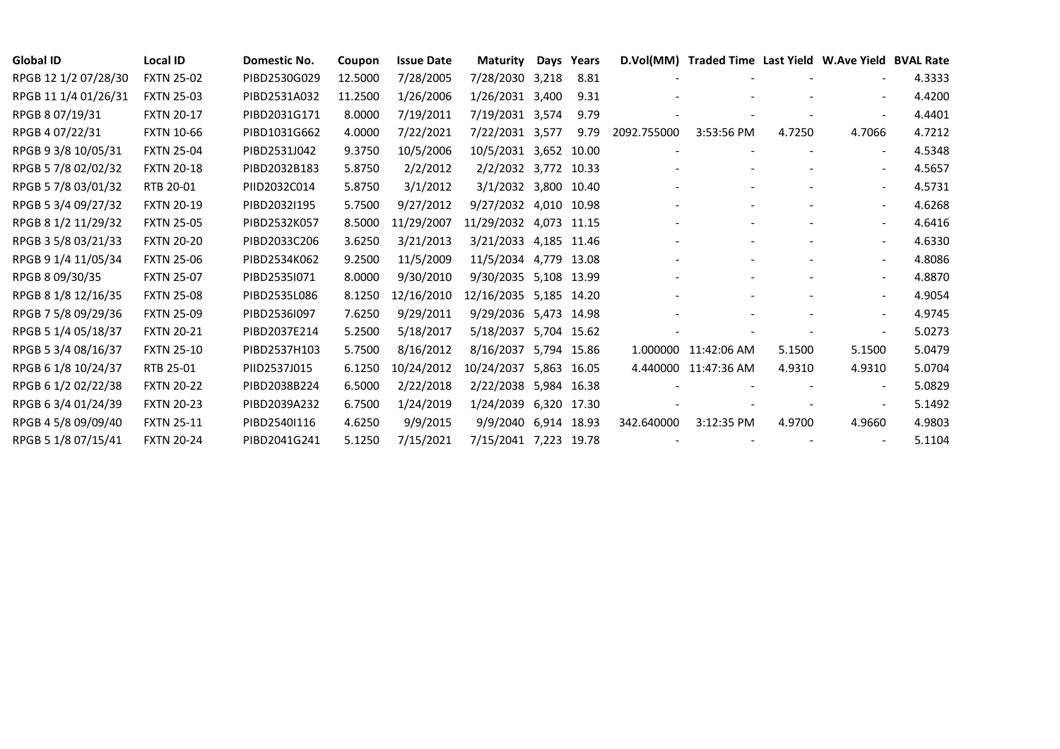| Global ID | Local ID | Domestic No. | Coupon | Issue Date | Maturity | Days | Years | D.Vol(MM) | Traded Time | Last Yield | W.Ave Yield | BVAL Rate |
|---|---|---|---|---|---|---|---|---|---|---|---|---|
| RPGB 12 1/2 07/28/30 | FXTN 25-02 | PIBD2530G029 | 12.5000 | 7/28/2005 | 7/28/2030 | 3,218 | 8.81 | - | - | - | - | 4.3333 |
| RPGB 11 1/4 01/26/31 | FXTN 25-03 | PIBD2531A032 | 11.2500 | 1/26/2006 | 1/26/2031 | 3,400 | 9.31 | - | - | - | - | 4.4200 |
| RPGB 8 07/19/31 | FXTN 20-17 | PIBD2031G171 | 8.0000 | 7/19/2011 | 7/19/2031 | 3,574 | 9.79 | - | - | - | - | 4.4401 |
| RPGB 4 07/22/31 | FXTN 10-66 | PIBD1031G662 | 4.0000 | 7/22/2021 | 7/22/2031 | 3,577 | 9.79 | 2092.755000 | 3:53:56 PM | 4.7250 | 4.7066 | 4.7212 |
| RPGB 9 3/8 10/05/31 | FXTN 25-04 | PIBD2531J042 | 9.3750 | 10/5/2006 | 10/5/2031 | 3,652 | 10.00 | - | - | - | - | 4.5348 |
| RPGB 5 7/8 02/02/32 | FXTN 20-18 | PIBD2032B183 | 5.8750 | 2/2/2012 | 2/2/2032 | 3,772 | 10.33 | - | - | - | - | 4.5657 |
| RPGB 5 7/8 03/01/32 | RTB 20-01 | PIID2032C014 | 5.8750 | 3/1/2012 | 3/1/2032 | 3,800 | 10.40 | - | - | - | - | 4.5731 |
| RPGB 5 3/4 09/27/32 | FXTN 20-19 | PIBD2032I195 | 5.7500 | 9/27/2012 | 9/27/2032 | 4,010 | 10.98 | - | - | - | - | 4.6268 |
| RPGB 8 1/2 11/29/32 | FXTN 25-05 | PIBD2532K057 | 8.5000 | 11/29/2007 | 11/29/2032 | 4,073 | 11.15 | - | - | - | - | 4.6416 |
| RPGB 3 5/8 03/21/33 | FXTN 20-20 | PIBD2033C206 | 3.6250 | 3/21/2013 | 3/21/2033 | 4,185 | 11.46 | - | - | - | - | 4.6330 |
| RPGB 9 1/4 11/05/34 | FXTN 25-06 | PIBD2534K062 | 9.2500 | 11/5/2009 | 11/5/2034 | 4,779 | 13.08 | - | - | - | - | 4.8086 |
| RPGB 8 09/30/35 | FXTN 25-07 | PIBD2535I071 | 8.0000 | 9/30/2010 | 9/30/2035 | 5,108 | 13.99 | - | - | - | - | 4.8870 |
| RPGB 8 1/8 12/16/35 | FXTN 25-08 | PIBD2535L086 | 8.1250 | 12/16/2010 | 12/16/2035 | 5,185 | 14.20 | - | - | - | - | 4.9054 |
| RPGB 7 5/8 09/29/36 | FXTN 25-09 | PIBD2536I097 | 7.6250 | 9/29/2011 | 9/29/2036 | 5,473 | 14.98 | - | - | - | - | 4.9745 |
| RPGB 5 1/4 05/18/37 | FXTN 20-21 | PIBD2037E214 | 5.2500 | 5/18/2017 | 5/18/2037 | 5,704 | 15.62 | - | - | - | - | 5.0273 |
| RPGB 5 3/4 08/16/37 | FXTN 25-10 | PIBD2537H103 | 5.7500 | 8/16/2012 | 8/16/2037 | 5,794 | 15.86 | 1.000000 | 11:42:06 AM | 5.1500 | 5.1500 | 5.0479 |
| RPGB 6 1/8 10/24/37 | RTB 25-01 | PIID2537J015 | 6.1250 | 10/24/2012 | 10/24/2037 | 5,863 | 16.05 | 4.440000 | 11:47:36 AM | 4.9310 | 4.9310 | 5.0704 |
| RPGB 6 1/2 02/22/38 | FXTN 20-22 | PIBD2038B224 | 6.5000 | 2/22/2018 | 2/22/2038 | 5,984 | 16.38 | - | - | - | - | 5.0829 |
| RPGB 6 3/4 01/24/39 | FXTN 20-23 | PIBD2039A232 | 6.7500 | 1/24/2019 | 1/24/2039 | 6,320 | 17.30 | - | - | - | - | 5.1492 |
| RPGB 4 5/8 09/09/40 | FXTN 25-11 | PIBD2540I116 | 4.6250 | 9/9/2015 | 9/9/2040 | 6,914 | 18.93 | 342.640000 | 3:12:35 PM | 4.9700 | 4.9660 | 4.9803 |
| RPGB 5 1/8 07/15/41 | FXTN 20-24 | PIBD2041G241 | 5.1250 | 7/15/2021 | 7/15/2041 | 7,223 | 19.78 | - | - | - | - | 5.1104 |